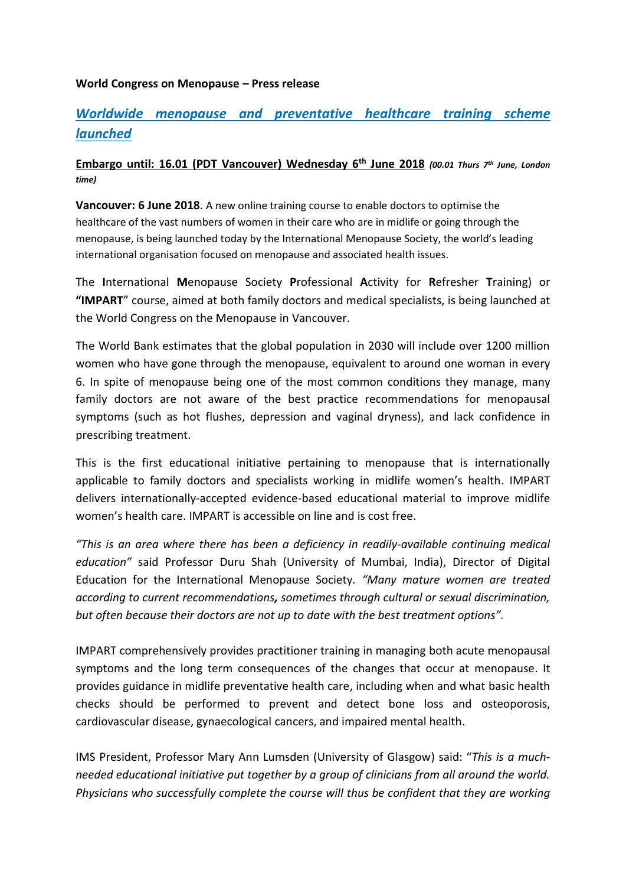**World Congress on Menopause – Press release**

## *Worldwide menopause and preventative healthcare training scheme launched*

**Embargo until: 16.01 (PDT Vancouver) Wednesday 6th June 2018** ***(00.01 Thurs 7th June, London time)***

**Vancouver: 6 June 2018**. A new online training course to enable doctors to optimise the healthcare of the vast numbers of women in their care who are in midlife or going through the menopause, is being launched today by the International Menopause Society, the world's leading international organisation focused on menopause and associated health issues.

The **I**nternational **M**enopause Society **P**rofessional **A**ctivity for **R**efresher **T**raining) or **"IMPART"** course, aimed at both family doctors and medical specialists, is being launched at the World Congress on the Menopause in Vancouver.

The World Bank estimates that the global population in 2030 will include over 1200 million women who have gone through the menopause, equivalent to around one woman in every 6. In spite of menopause being one of the most common conditions they manage, many family doctors are not aware of the best practice recommendations for menopausal symptoms (such as hot flushes, depression and vaginal dryness), and lack confidence in prescribing treatment.

This is the first educational initiative pertaining to menopause that is internationally applicable to family doctors and specialists working in midlife women's health. IMPART delivers internationally-accepted evidence-based educational material to improve midlife women's health care. IMPART is accessible on line and is cost free.

*"This is an area where there has been a deficiency in readily-available continuing medical education"* said Professor Duru Shah (University of Mumbai, India), Director of Digital Education for the International Menopause Society. *"Many mature women are treated according to current recommendations**,** sometimes through cultural or sexual discrimination, but often because their doctors are not up to date with the best treatment options".*

IMPART comprehensively provides practitioner training in managing both acute menopausal symptoms and the long term consequences of the changes that occur at menopause. It provides guidance in midlife preventative health care, including when and what basic health checks should be performed to prevent and detect bone loss and osteoporosis, cardiovascular disease, gynaecological cancers, and impaired mental health.

IMS President, Professor Mary Ann Lumsden (University of Glasgow) said: "*This is a much-needed educational initiative put together by a group of clinicians from all around the world. Physicians who successfully complete the course will thus be confident that they are working*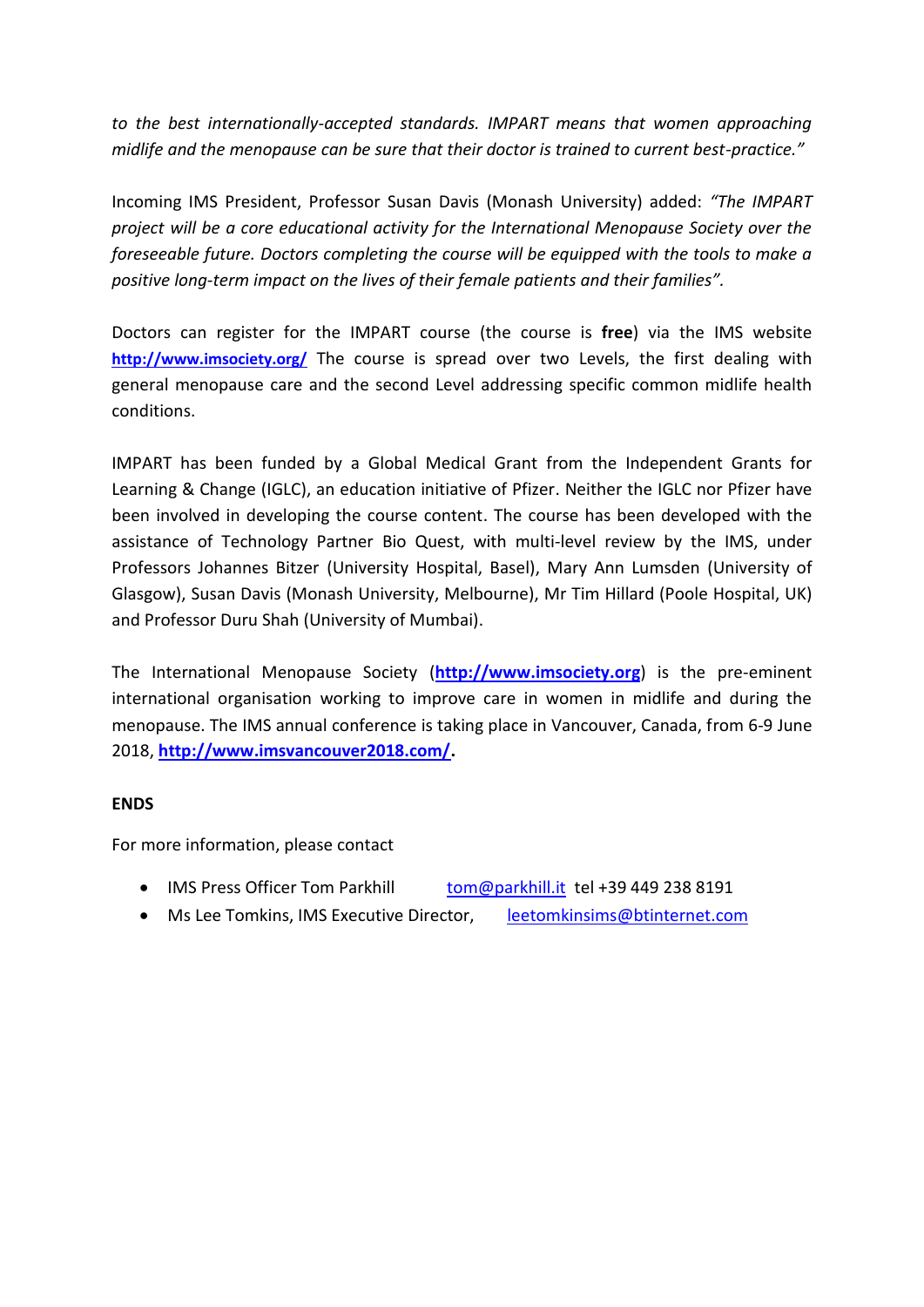*to the best internationally-accepted standards. IMPART means that women approaching midlife and the menopause can be sure that their doctor is trained to current best-practice."*

Incoming IMS President, Professor Susan Davis (Monash University) added: *"The IMPART project will be a core educational activity for the International Menopause Society over the foreseeable future. Doctors completing the course will be equipped with the tools to make a positive long-term impact on the lives of their female patients and their families".*

Doctors can register for the IMPART course (the course is **free**) via the IMS website **http://www.imsociety.org/** The course is spread over two Levels, the first dealing with general menopause care and the second Level addressing specific common midlife health conditions.

IMPART has been funded by a Global Medical Grant from the Independent Grants for Learning & Change (IGLC), an education initiative of Pfizer. Neither the IGLC nor Pfizer have been involved in developing the course content. The course has been developed with the assistance of Technology Partner Bio Quest, with multi-level review by the IMS, under Professors Johannes Bitzer (University Hospital, Basel), Mary Ann Lumsden (University of Glasgow), Susan Davis (Monash University, Melbourne), Mr Tim Hillard (Poole Hospital, UK) and Professor Duru Shah (University of Mumbai).

The International Menopause Society (**http://www.imsociety.org**) is the pre-eminent international organisation working to improve care in women in midlife and during the menopause. The IMS annual conference is taking place in Vancouver, Canada, from 6-9 June 2018, **http://www.imsvancouver2018.com/.**

**ENDS**

For more information, please contact

- IMS Press Officer Tom Parkhill tom@parkhill.it tel +39 449 238 8191
- Ms Lee Tomkins, IMS Executive Director, leetomkinsims@btinternet.com